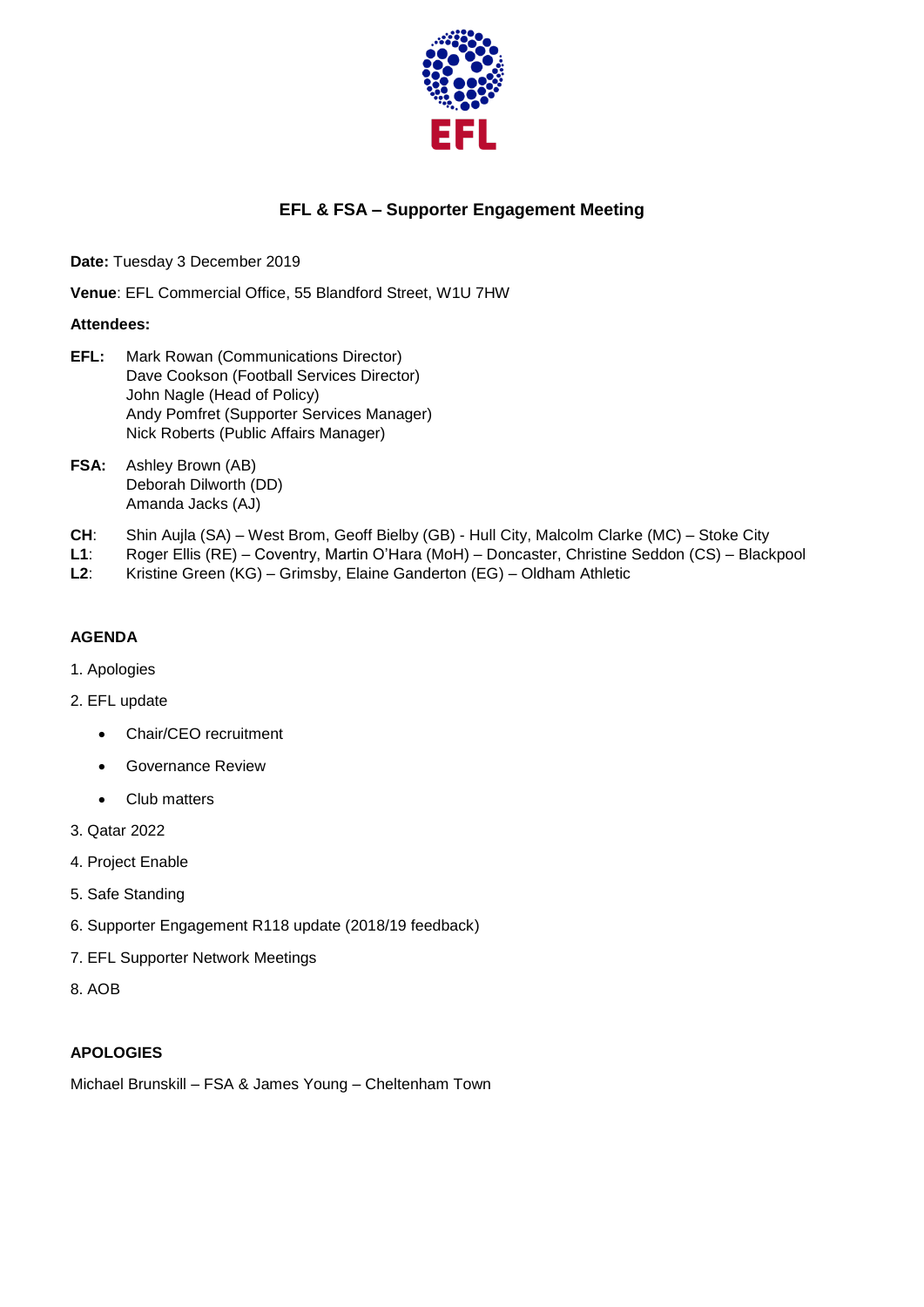# EFL & FSA – Supporter Engagement Meeting

**Date:** Tuesday 3 December 2019

**Venue**: EFL Commercial Office, 55 Blandford Street, W1U 7HW

**Attendees:**

**EFL:** Mark Rowan (Communications Director)
Dave Cookson (Football Services Director)
John Nagle (Head of Policy)
Andy Pomfret (Supporter Services Manager)
Nick Roberts (Public Affairs Manager)

**FSA:** Ashley Brown (AB)
Deborah Dilworth (DD)
Amanda Jacks (AJ)

**CH**: Shin Aujla (SA) – West Brom, Geoff Bielby (GB) - Hull City, Malcolm Clarke (MC) – Stoke City
**L1**: Roger Ellis (RE) – Coventry, Martin O'Hara (MoH) – Doncaster, Christine Seddon (CS) – Blackpool
**L2**: Kristine Green (KG) – Grimsby, Elaine Ganderton (EG) – Oldham Athletic

## AGENDA

1. Apologies
2. EFL update
   - Chair/CEO recruitment
   - Governance Review
   - Club matters
3. Qatar 2022
4. Project Enable
5. Safe Standing
6. Supporter Engagement R118 update (2018/19 feedback)
7. EFL Supporter Network Meetings
8. AOB

## APOLOGIES

Michael Brunskill – FSA & James Young – Cheltenham Town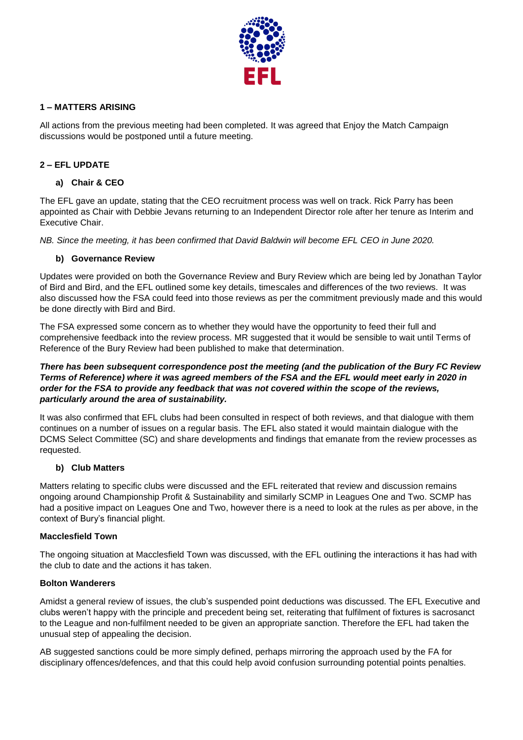## 1 – MATTERS ARISING

All actions from the previous meeting had been completed. It was agreed that Enjoy the Match Campaign discussions would be postponed until a future meeting.

## 2 – EFL UPDATE

### a) Chair & CEO

The EFL gave an update, stating that the CEO recruitment process was well on track. Rick Parry has been appointed as Chair with Debbie Jevans returning to an Independent Director role after her tenure as Interim and Executive Chair.

*NB. Since the meeting, it has been confirmed that David Baldwin will become EFL CEO in June 2020.*

### b) Governance Review

Updates were provided on both the Governance Review and Bury Review which are being led by Jonathan Taylor of Bird and Bird, and the EFL outlined some key details, timescales and differences of the two reviews. It was also discussed how the FSA could feed into those reviews as per the commitment previously made and this would be done directly with Bird and Bird.

The FSA expressed some concern as to whether they would have the opportunity to feed their full and comprehensive feedback into the review process. MR suggested that it would be sensible to wait until Terms of Reference of the Bury Review had been published to make that determination.

***There has been subsequent correspondence post the meeting (and the publication of the Bury FC Review Terms of Reference) where it was agreed members of the FSA and the EFL would meet early in 2020 in order for the FSA to provide any feedback that was not covered within the scope of the reviews, particularly around the area of sustainability.***

It was also confirmed that EFL clubs had been consulted in respect of both reviews, and that dialogue with them continues on a number of issues on a regular basis. The EFL also stated it would maintain dialogue with the DCMS Select Committee (SC) and share developments and findings that emanate from the review processes as requested.

### b) Club Matters

Matters relating to specific clubs were discussed and the EFL reiterated that review and discussion remains ongoing around Championship Profit & Sustainability and similarly SCMP in Leagues One and Two. SCMP has had a positive impact on Leagues One and Two, however there is a need to look at the rules as per above, in the context of Bury's financial plight.

**Macclesfield Town**

The ongoing situation at Macclesfield Town was discussed, with the EFL outlining the interactions it has had with the club to date and the actions it has taken.

**Bolton Wanderers**

Amidst a general review of issues, the club's suspended point deductions was discussed. The EFL Executive and clubs weren't happy with the principle and precedent being set, reiterating that fulfilment of fixtures is sacrosanct to the League and non-fulfilment needed to be given an appropriate sanction. Therefore the EFL had taken the unusual step of appealing the decision.

AB suggested sanctions could be more simply defined, perhaps mirroring the approach used by the FA for disciplinary offences/defences, and that this could help avoid confusion surrounding potential points penalties.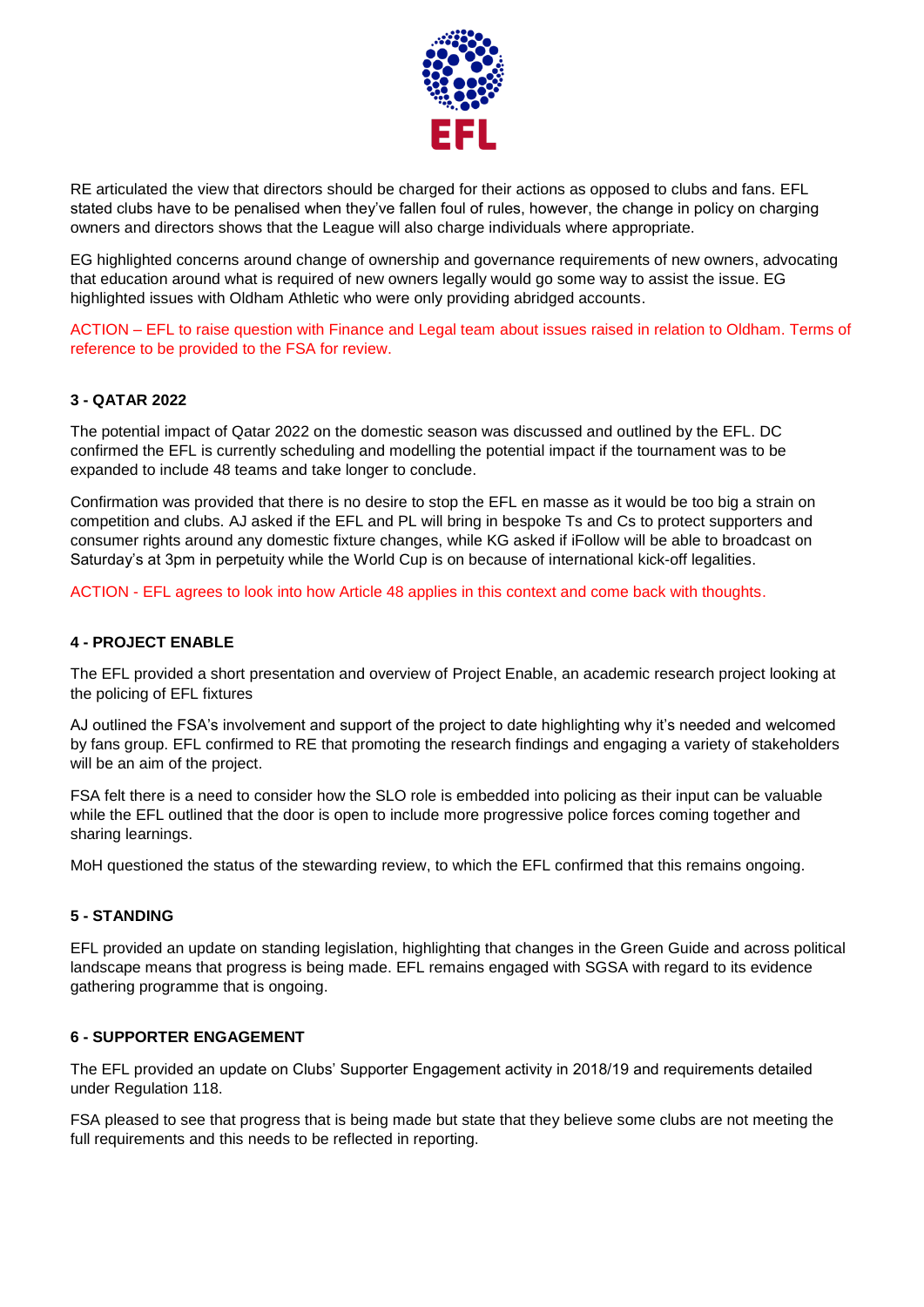RE articulated the view that directors should be charged for their actions as opposed to clubs and fans. EFL stated clubs have to be penalised when they've fallen foul of rules, however, the change in policy on charging owners and directors shows that the League will also charge individuals where appropriate.

EG highlighted concerns around change of ownership and governance requirements of new owners, advocating that education around what is required of new owners legally would go some way to assist the issue. EG highlighted issues with Oldham Athletic who were only providing abridged accounts.

ACTION – EFL to raise question with Finance and Legal team about issues raised in relation to Oldham. Terms of reference to be provided to the FSA for review.

**3 - QATAR 2022**

The potential impact of Qatar 2022 on the domestic season was discussed and outlined by the EFL. DC confirmed the EFL is currently scheduling and modelling the potential impact if the tournament was to be expanded to include 48 teams and take longer to conclude.

Confirmation was provided that there is no desire to stop the EFL en masse as it would be too big a strain on competition and clubs. AJ asked if the EFL and PL will bring in bespoke Ts and Cs to protect supporters and consumer rights around any domestic fixture changes, while KG asked if iFollow will be able to broadcast on Saturday's at 3pm in perpetuity while the World Cup is on because of international kick-off legalities.

ACTION - EFL agrees to look into how Article 48 applies in this context and come back with thoughts.

**4 - PROJECT ENABLE**

The EFL provided a short presentation and overview of Project Enable, an academic research project looking at the policing of EFL fixtures

AJ outlined the FSA's involvement and support of the project to date highlighting why it's needed and welcomed by fans group. EFL confirmed to RE that promoting the research findings and engaging a variety of stakeholders will be an aim of the project.

FSA felt there is a need to consider how the SLO role is embedded into policing as their input can be valuable while the EFL outlined that the door is open to include more progressive police forces coming together and sharing learnings.

MoH questioned the status of the stewarding review, to which the EFL confirmed that this remains ongoing.

**5 - STANDING**

EFL provided an update on standing legislation, highlighting that changes in the Green Guide and across political landscape means that progress is being made. EFL remains engaged with SGSA with regard to its evidence gathering programme that is ongoing.

**6 - SUPPORTER ENGAGEMENT**

The EFL provided an update on Clubs' Supporter Engagement activity in 2018/19 and requirements detailed under Regulation 118.

FSA pleased to see that progress that is being made but state that they believe some clubs are not meeting the full requirements and this needs to be reflected in reporting.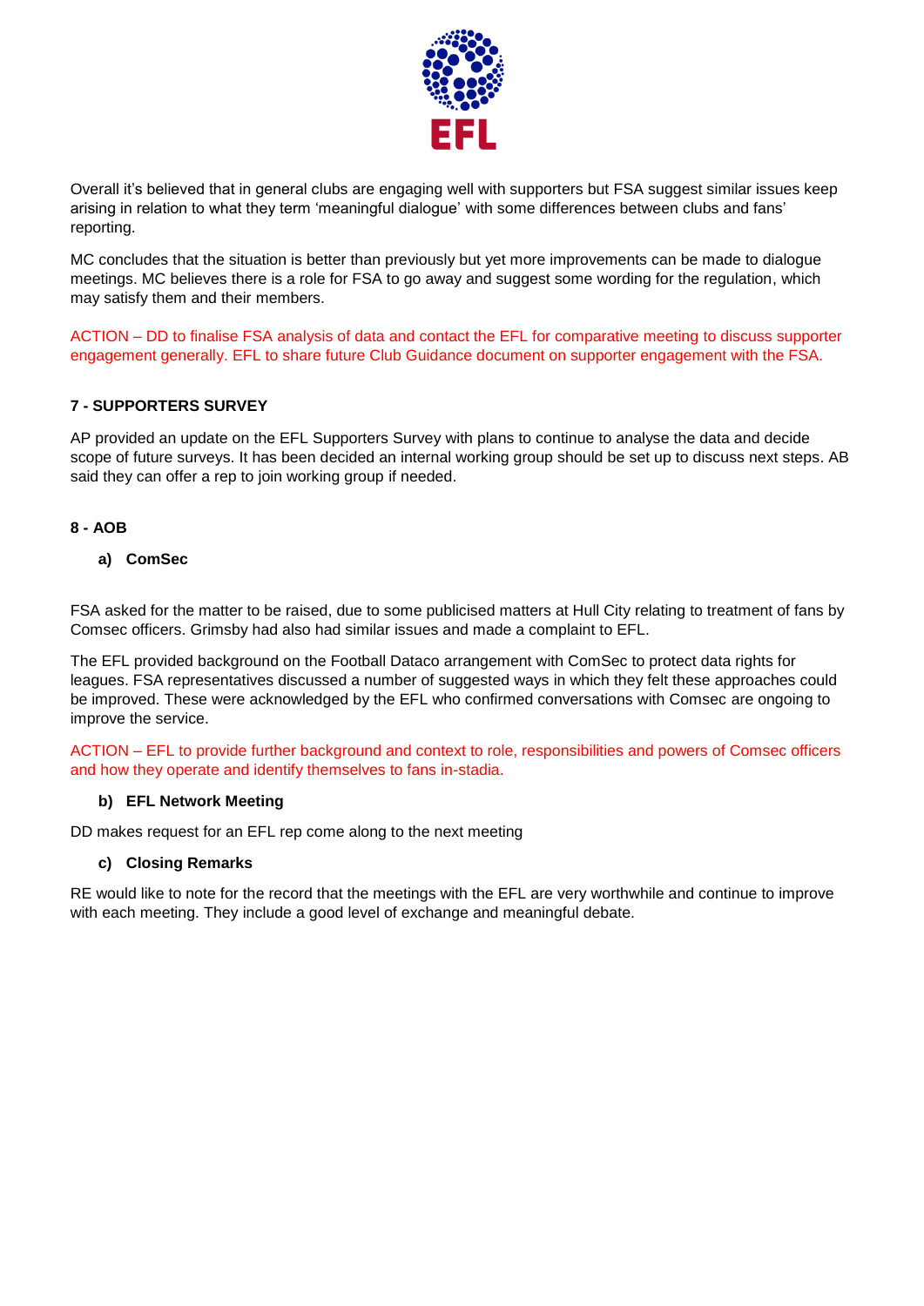Overall it's believed that in general clubs are engaging well with supporters but FSA suggest similar issues keep arising in relation to what they term 'meaningful dialogue' with some differences between clubs and fans' reporting.

MC concludes that the situation is better than previously but yet more improvements can be made to dialogue meetings. MC believes there is a role for FSA to go away and suggest some wording for the regulation, which may satisfy them and their members.

ACTION – DD to finalise FSA analysis of data and contact the EFL for comparative meeting to discuss supporter engagement generally. EFL to share future Club Guidance document on supporter engagement with the FSA.

### 7 - SUPPORTERS SURVEY

AP provided an update on the EFL Supporters Survey with plans to continue to analyse the data and decide scope of future surveys. It has been decided an internal working group should be set up to discuss next steps. AB said they can offer a rep to join working group if needed.

### 8 - AOB

#### a) ComSec

FSA asked for the matter to be raised, due to some publicised matters at Hull City relating to treatment of fans by Comsec officers. Grimsby had also had similar issues and made a complaint to EFL.

The EFL provided background on the Football Dataco arrangement with ComSec to protect data rights for leagues. FSA representatives discussed a number of suggested ways in which they felt these approaches could be improved. These were acknowledged by the EFL who confirmed conversations with Comsec are ongoing to improve the service.

ACTION – EFL to provide further background and context to role, responsibilities and powers of Comsec officers and how they operate and identify themselves to fans in-stadia.

#### b) EFL Network Meeting

DD makes request for an EFL rep come along to the next meeting

#### c) Closing Remarks

RE would like to note for the record that the meetings with the EFL are very worthwhile and continue to improve with each meeting. They include a good level of exchange and meaningful debate.